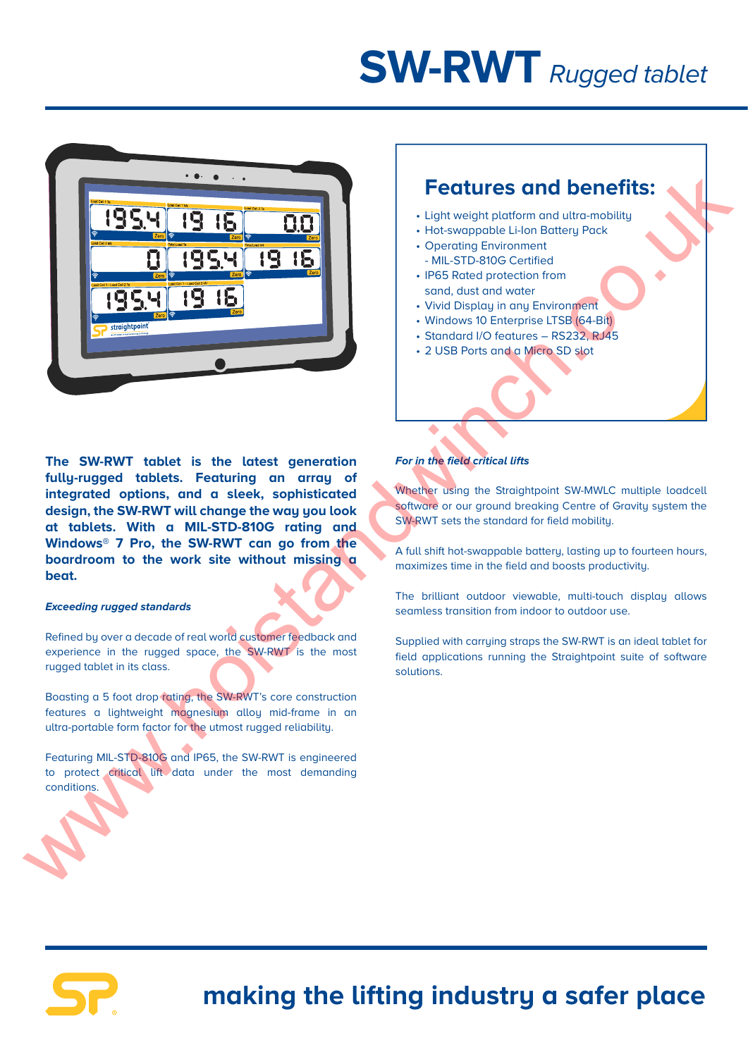# SW-RWT *Rugged tablet*

## Features and benefits:

- Light weight platform and ultra-mobility
- Hot-swappable Li-Ion Battery Pack
- Operating Environment
  - MIL-STD-810G Certified
- IP65 Rated protection from sand, dust and water
- Vivid Display in any Environment
- Windows 10 Enterprise LTSB (64-Bit)
- Standard I/O features – RS232, RJ45
- 2 USB Ports and a Micro SD slot

**The SW-RWT tablet is the latest generation fully-rugged tablets. Featuring an array of integrated options, and a sleek, sophisticated design, the SW-RWT will change the way you look at tablets. With a MIL-STD-810G rating and Windows® 7 Pro, the SW-RWT can go from the boardroom to the work site without missing a beat.**

***Exceeding rugged standards***

Refined by over a decade of real world customer feedback and experience in the rugged space, the SW-RWT is the most rugged tablet in its class.

Boasting a 5 foot drop rating, the SW-RWT's core construction features a lightweight magnesium alloy mid-frame in an ultra-portable form factor for the utmost rugged reliability.

Featuring MIL-STD-810G and IP65, the SW-RWT is engineered to protect critical lift data under the most demanding conditions.

***For in the field critical lifts***

Whether using the Straightpoint SW-MWLC multiple loadcell software or our ground breaking Centre of Gravity system the SW-RWT sets the standard for field mobility.

A full shift hot-swappable battery, lasting up to fourteen hours, maximizes time in the field and boosts productivity.

The brilliant outdoor viewable, multi-touch display allows seamless transition from indoor to outdoor use.

Supplied with carrying straps the SW-RWT is an ideal tablet for field applications running the Straightpoint suite of software solutions.

**making the lifting industry a safer place**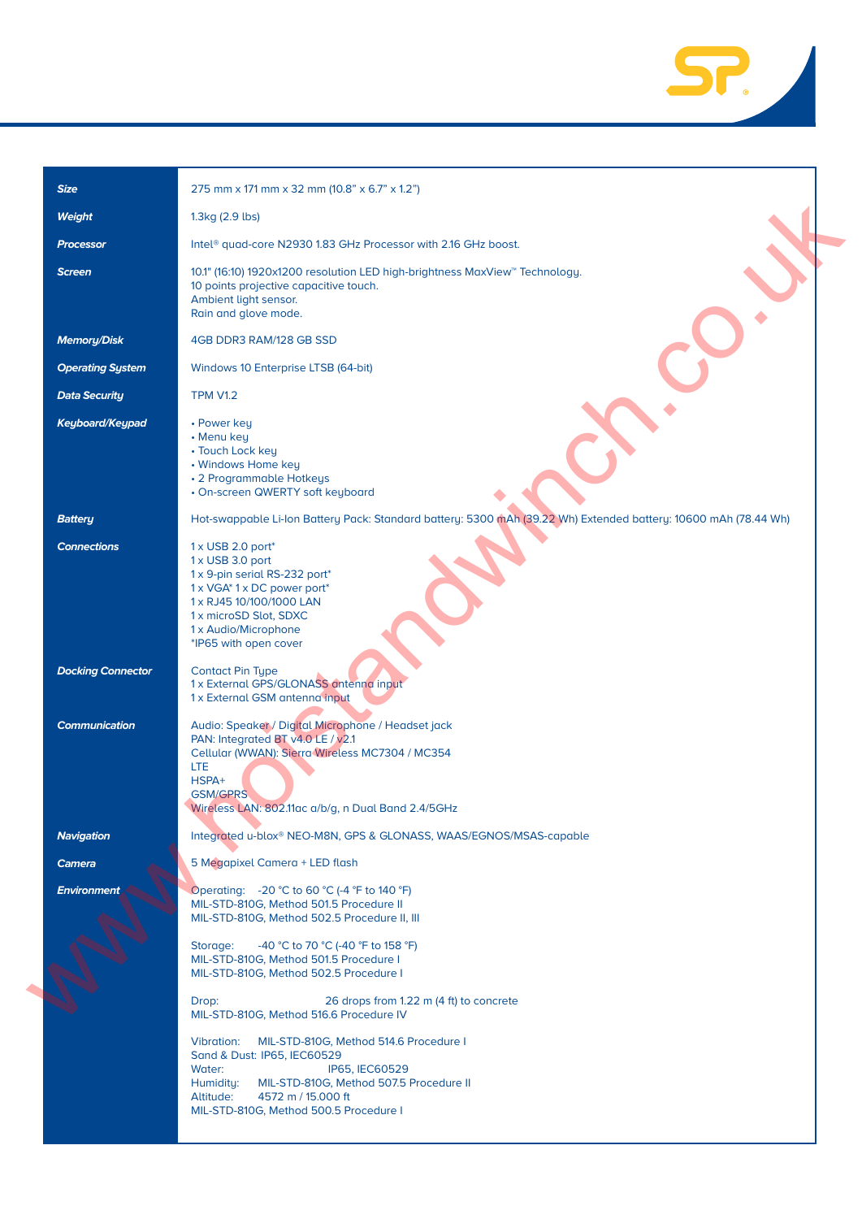| | |
|---|---|
| **Size** | 275 mm x 171 mm x 32 mm (10.8" x 6.7" x 1.2") |
| **Weight** | 1.3kg (2.9 lbs) |
| **Processor** | Intel® quad-core N2930 1.83 GHz Processor with 2.16 GHz boost. |
| **Screen** | 10.1" (16:10) 1920x1200 resolution LED high-brightness MaxView™ Technology.<br>10 points projective capacitive touch.<br>Ambient light sensor.<br>Rain and glove mode. |
| **Memory/Disk** | 4GB DDR3 RAM/128 GB SSD |
| **Operating System** | Windows 10 Enterprise LTSB (64-bit) |
| **Data Security** | TPM V1.2 |
| **Keyboard/Keypad** | • Power key<br>• Menu key<br>• Touch Lock key<br>• Windows Home key<br>• 2 Programmable Hotkeys<br>• On-screen QWERTY soft keyboard |
| **Battery** | Hot-swappable Li-Ion Battery Pack: Standard battery: 5300 mAh (39.22 Wh) Extended battery: 10600 mAh (78.44 Wh) |
| **Connections** | 1 x USB 2.0 port*<br>1 x USB 3.0 port<br>1 x 9-pin serial RS-232 port*<br>1 x VGA* 1 x DC power port*<br>1 x RJ45 10/100/1000 LAN<br>1 x microSD Slot, SDXC<br>1 x Audio/Microphone<br>*IP65 with open cover |
| **Docking Connector** | Contact Pin Type<br>1 x External GPS/GLONASS antenna input<br>1 x External GSM antenna input |
| **Communication** | Audio: Speaker / Digital Microphone / Headset jack<br>PAN: Integrated BT v4.0 LE / v2.1<br>Cellular (WWAN): Sierra Wireless MC7304 / MC354<br>LTE<br>HSPA+<br>GSM/GPRS<br>Wireless LAN: 802.11ac a/b/g, n Dual Band 2.4/5GHz |
| **Navigation** | Integrated u-blox® NEO-M8N, GPS & GLONASS, WAAS/EGNOS/MSAS-capable |
| **Camera** | 5 Megapixel Camera + LED flash |
| **Environment** | Operating: -20 °C to 60 °C (-4 °F to 140 °F)<br>MIL-STD-810G, Method 501.5 Procedure II<br>MIL-STD-810G, Method 502.5 Procedure II, III<br><br>Storage: -40 °C to 70 °C (-40 °F to 158 °F)<br>MIL-STD-810G, Method 501.5 Procedure I<br>MIL-STD-810G, Method 502.5 Procedure I<br><br>Drop: 26 drops from 1.22 m (4 ft) to concrete<br>MIL-STD-810G, Method 516.6 Procedure IV<br><br>Vibration: MIL-STD-810G, Method 514.6 Procedure I<br>Sand & Dust: IP65, IEC60529<br>Water: IP65, IEC60529<br>Humidity: MIL-STD-810G, Method 507.5 Procedure II<br>Altitude: 4572 m / 15.000 ft<br>MIL-STD-810G, Method 500.5 Procedure I |

www.hoistandwinch.co.uk